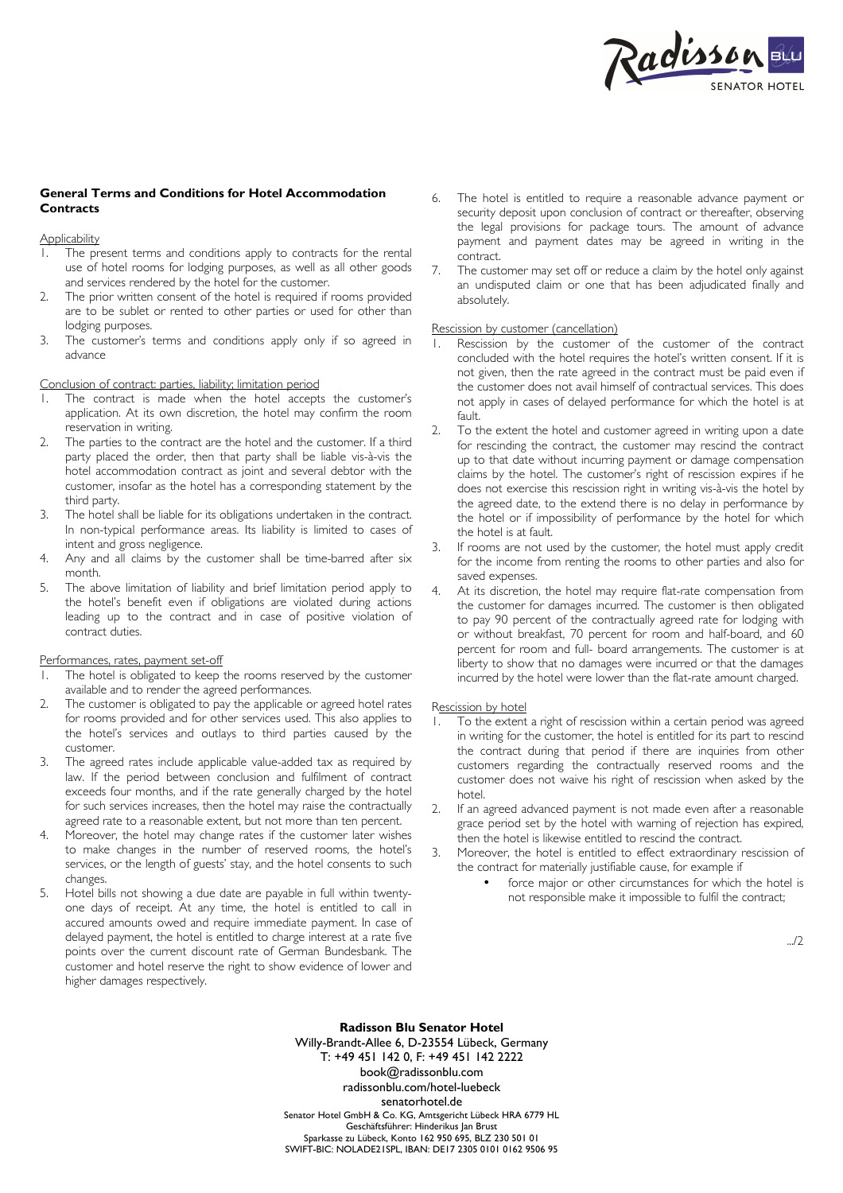## General Terms and Conditions for Hotel Accommodation Contracts

Applicability

1. The present terms and conditions apply to contracts for the rental use of hotel rooms for lodging purposes, as well as all other goods and services rendered by the hotel for the customer.
2. The prior written consent of the hotel is required if rooms provided are to be sublet or rented to other parties or used for other than lodging purposes.
3. The customer's terms and conditions apply only if so agreed in advance

Conclusion of contract: parties, liability; limitation period

1. The contract is made when the hotel accepts the customer's application. At its own discretion, the hotel may confirm the room reservation in writing.
2. The parties to the contract are the hotel and the customer. If a third party placed the order, then that party shall be liable vis-à-vis the hotel accommodation contract as joint and several debtor with the customer, insofar as the hotel has a corresponding statement by the third party.
3. The hotel shall be liable for its obligations undertaken in the contract. In non-typical performance areas. Its liability is limited to cases of intent and gross negligence.
4. Any and all claims by the customer shall be time-barred after six month.
5. The above limitation of liability and brief limitation period apply to the hotel's benefit even if obligations are violated during actions leading up to the contract and in case of positive violation of contract duties.

Performances, rates, payment set-off

1. The hotel is obligated to keep the rooms reserved by the customer available and to render the agreed performances.
2. The customer is obligated to pay the applicable or agreed hotel rates for rooms provided and for other services used. This also applies to the hotel's services and outlays to third parties caused by the customer.
3. The agreed rates include applicable value-added tax as required by law. If the period between conclusion and fulfilment of contract exceeds four months, and if the rate generally charged by the hotel for such services increases, then the hotel may raise the contractually agreed rate to a reasonable extent, but not more than ten percent.
4. Moreover, the hotel may change rates if the customer later wishes to make changes in the number of reserved rooms, the hotel's services, or the length of guests' stay, and the hotel consents to such changes.
5. Hotel bills not showing a due date are payable in full within twenty-one days of receipt. At any time, the hotel is entitled to call in accured amounts owed and require immediate payment. In case of delayed payment, the hotel is entitled to charge interest at a rate five points over the current discount rate of German Bundesbank. The customer and hotel reserve the right to show evidence of lower and higher damages respectively.
6. The hotel is entitled to require a reasonable advance payment or security deposit upon conclusion of contract or thereafter, observing the legal provisions for package tours. The amount of advance payment and payment dates may be agreed in writing in the contract.
7. The customer may set off or reduce a claim by the hotel only against an undisputed claim or one that has been adjudicated finally and absolutely.

Rescission by customer (cancellation)

1. Rescission by the customer of the customer of the contract concluded with the hotel requires the hotel's written consent. If it is not given, then the rate agreed in the contract must be paid even if the customer does not avail himself of contractual services. This does not apply in cases of delayed performance for which the hotel is at fault.
2. To the extent the hotel and customer agreed in writing upon a date for rescinding the contract, the customer may rescind the contract up to that date without incurring payment or damage compensation claims by the hotel. The customer's right of rescission expires if he does not exercise this rescission right in writing vis-à-vis the hotel by the agreed date, to the extend there is no delay in performance by the hotel or if impossibility of performance by the hotel for which the hotel is at fault.
3. If rooms are not used by the customer, the hotel must apply credit for the income from renting the rooms to other parties and also for saved expenses.
4. At its discretion, the hotel may require flat-rate compensation from the customer for damages incurred. The customer is then obligated to pay 90 percent of the contractually agreed rate for lodging with or without breakfast, 70 percent for room and half-board, and 60 percent for room and full- board arrangements. The customer is at liberty to show that no damages were incurred or that the damages incurred by the hotel were lower than the flat-rate amount charged.

Rescission by hotel

1. To the extent a right of rescission within a certain period was agreed in writing for the customer, the hotel is entitled for its part to rescind the contract during that period if there are inquiries from other customers regarding the contractually reserved rooms and the customer does not waive his right of rescission when asked by the hotel.
2. If an agreed advanced payment is not made even after a reasonable grace period set by the hotel with warning of rejection has expired, then the hotel is likewise entitled to rescind the contract.
3. Moreover, the hotel is entitled to effect extraordinary rescission of the contract for materially justifiable cause, for example if
   - force major or other circumstances for which the hotel is not responsible make it impossible to fulfil the contract;

.../2

**Radisson Blu Senator Hotel**
Willy-Brandt-Allee 6, D-23554 Lübeck, Germany
T: +49 451 142 0, F: +49 451 142 2222
book@radissonblu.com
radissonblu.com/hotel-luebeck
senatorhotel.de
Senator Hotel GmbH & Co. KG, Amtsgericht Lübeck HRA 6779 HL
Geschäftsführer: Hinderikus Jan Brust
Sparkasse zu Lübeck, Konto 162 950 695, BLZ 230 501 01
SWIFT-BIC: NOLADE21SPL, IBAN: DE17 2305 0101 0162 9506 95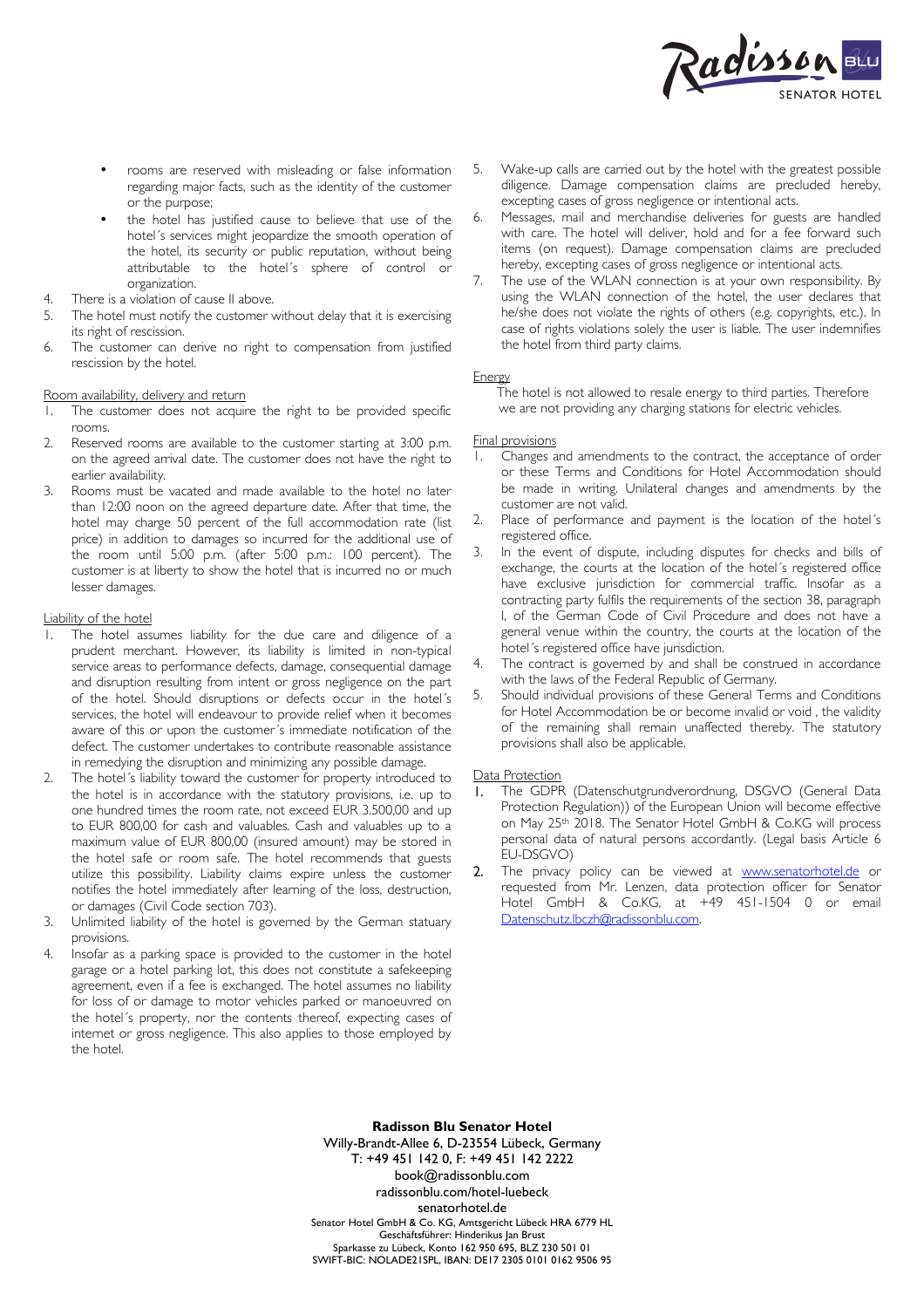- rooms are reserved with misleading or false information regarding major facts, such as the identity of the customer or the purpose;
- the hotel has justified cause to believe that use of the hotel´s services might jeopardize the smooth operation of the hotel, its security or public reputation, without being attributable to the hotel´s sphere of control or organization.

4. There is a violation of cause II above.
5. The hotel must notify the customer without delay that it is exercising its right of rescission.
6. The customer can derive no right to compensation from justified rescission by the hotel.

Room availability, delivery and return

1. The customer does not acquire the right to be provided specific rooms.
2. Reserved rooms are available to the customer starting at 3:00 p.m. on the agreed arrival date. The customer does not have the right to earlier availability.
3. Rooms must be vacated and made available to the hotel no later than 12:00 noon on the agreed departure date. After that time, the hotel may charge 50 percent of the full accommodation rate (list price) in addition to damages so incurred for the additional use of the room until 5:00 p.m. (after 5:00 p.m.: 100 percent). The customer is at liberty to show the hotel that is incurred no or much lesser damages.

Liability of the hotel

1. The hotel assumes liability for the due care and diligence of a prudent merchant. However, its liability is limited in non-typical service areas to performance defects, damage, consequential damage and disruption resulting from intent or gross negligence on the part of the hotel. Should disruptions or defects occur in the hotel´s services, the hotel will endeavour to provide relief when it becomes aware of this or upon the customer´s immediate notification of the defect. The customer undertakes to contribute reasonable assistance in remedying the disruption and minimizing any possible damage.
2. The hotel´s liability toward the customer for property introduced to the hotel is in accordance with the statutory provisions, i.e. up to one hundred times the room rate, not exceed EUR 3.500,00 and up to EUR 800,00 for cash and valuables. Cash and valuables up to a maximum value of EUR 800,00 (insured amount) may be stored in the hotel safe or room safe. The hotel recommends that guests utilize this possibility. Liability claims expire unless the customer notifies the hotel immediately after learning of the loss, destruction, or damages (Civil Code section 703).
3. Unlimited liability of the hotel is governed by the German statuary provisions.
4. Insofar as a parking space is provided to the customer in the hotel garage or a hotel parking lot, this does not constitute a safekeeping agreement, even if a fee is exchanged. The hotel assumes no liability for loss of or damage to motor vehicles parked or manoeuvred on the hotel´s property, nor the contents thereof, expecting cases of internet or gross negligence. This also applies to those employed by the hotel.
5. Wake-up calls are carried out by the hotel with the greatest possible diligence. Damage compensation claims are precluded hereby, excepting cases of gross negligence or intentional acts.
6. Messages, mail and merchandise deliveries for guests are handled with care. The hotel will deliver, hold and for a fee forward such items (on request). Damage compensation claims are precluded hereby, excepting cases of gross negligence or intentional acts.
7. The use of the WLAN connection is at your own responsibility. By using the WLAN connection of the hotel, the user declares that he/she does not violate the rights of others (e.g. copyrights, etc.). In case of rights violations solely the user is liable. The user indemnifies the hotel from third party claims.

Energy

The hotel is not allowed to resale energy to third parties. Therefore we are not providing any charging stations for electric vehicles.

Final provisions

1. Changes and amendments to the contract, the acceptance of order or these Terms and Conditions for Hotel Accommodation should be made in writing. Unilateral changes and amendments by the customer are not valid.
2. Place of performance and payment is the location of the hotel´s registered office.
3. In the event of dispute, including disputes for checks and bills of exchange, the courts at the location of the hotel´s registered office have exclusive jurisdiction for commercial traffic. Insofar as a contracting party fulfils the requirements of the section 38, paragraph I, of the German Code of Civil Procedure and does not have a general venue within the country, the courts at the location of the hotel´s registered office have jurisdiction.
4. The contract is governed by and shall be construed in accordance with the laws of the Federal Republic of Germany.
5. Should individual provisions of these General Terms and Conditions for Hotel Accommodation be or become invalid or void , the validity of the remaining shall remain unaffected thereby. The statutory provisions shall also be applicable.

Data Protection

1. The GDPR (Datenschutgrundverordnung, DSGVO (General Data Protection Regulation)) of the European Union will become effective on May 25th 2018. The Senator Hotel GmbH & Co.KG will process personal data of natural persons accordantly. (Legal basis Article 6 EU-DSGVO)
2. The privacy policy can be viewed at www.senatorhotel.de or requested from Mr. Lenzen, data protection officer for Senator Hotel GmbH & Co.KG, at +49 451-1504 0 or email Datenschutz.lbczh@radissonblu.com.

**Radisson Blu Senator Hotel**
Willy-Brandt-Allee 6, D-23554 Lübeck, Germany
T: +49 451 142 0, F: +49 451 142 2222
book@radissonblu.com
radissonblu.com/hotel-luebeck
senatorhotel.de
Senator Hotel GmbH & Co. KG, Amtsgericht Lübeck HRA 6779 HL
Geschäftsführer: Hinderikus Jan Brust
Sparkasse zu Lübeck, Konto 162 950 695, BLZ 230 501 01
SWIFT-BIC: NOLADE21SPL, IBAN: DE17 2305 0101 0162 9506 95